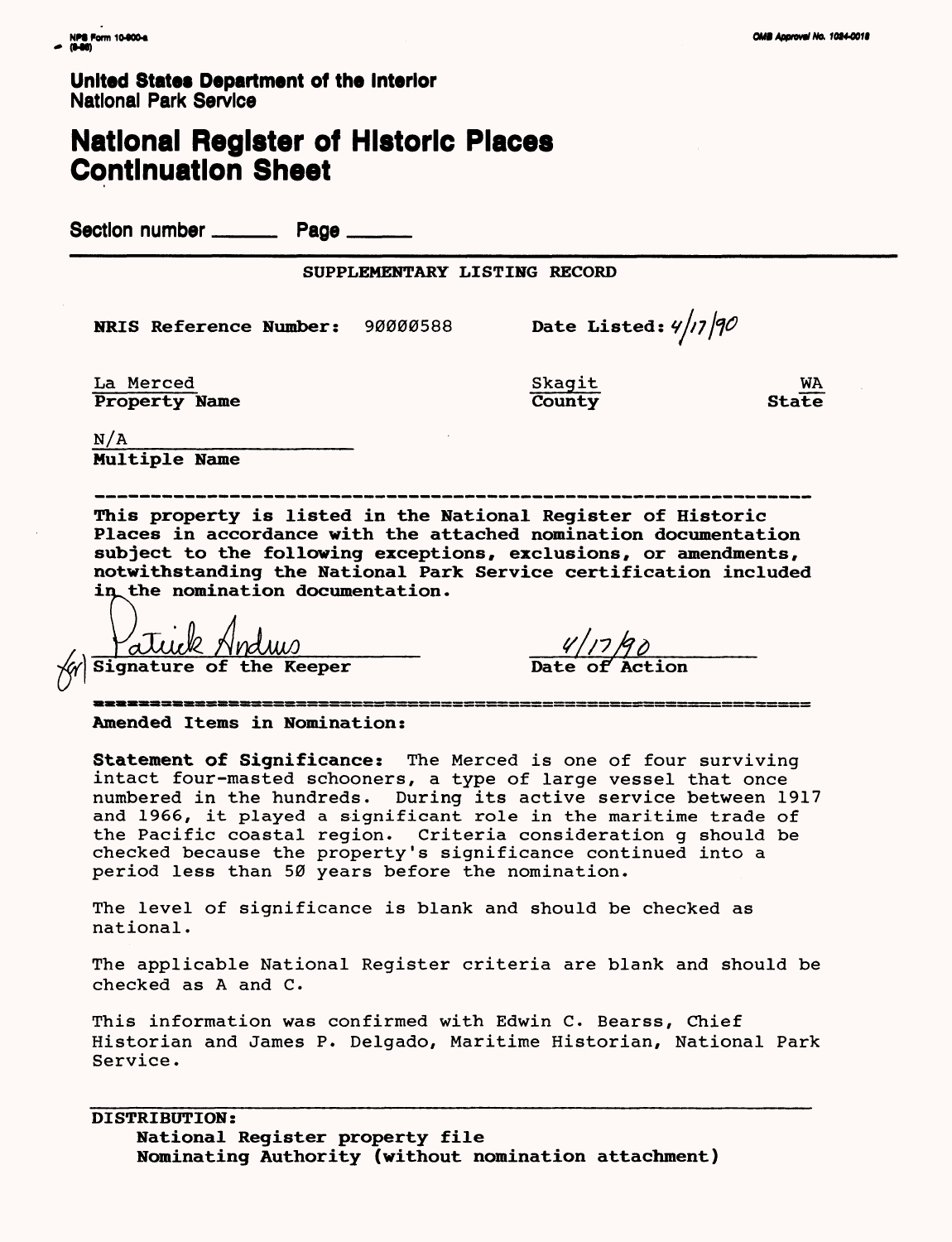NPS Form 10-900-a (8-86)

OMB Approval No. 1024-0018

**United States Department of the Interior**
National Park Service

# National Register of Historic Places Continuation Sheet

Section number ______ Page ______

SUPPLEMENTARY LISTING RECORD

**NRIS Reference Number:** 90000588 **Date Listed:** 4/17/90

| La Merced | Skagit | WA |
|---|---|---|
| **Property Name** | **County** | **State** |

N/A
**Multiple Name**

---

**This property is listed in the National Register of Historic Places in accordance with the attached nomination documentation subject to the following exceptions, exclusions, or amendments, notwithstanding the National Park Service certification included in the nomination documentation.**

Patrick Andrus — for
**Signature of the Keeper**

4/17/90
**Date of Action**

---

**Amended Items in Nomination:**

**Statement of Significance:** The Merced is one of four surviving intact four-masted schooners, a type of large vessel that once numbered in the hundreds. During its active service between 1917 and 1966, it played a significant role in the maritime trade of the Pacific coastal region. Criteria consideration g should be checked because the property's significance continued into a period less than 50 years before the nomination.

The level of significance is blank and should be checked as national.

The applicable National Register criteria are blank and should be checked as A and C.

This information was confirmed with Edwin C. Bearss, Chief Historian and James P. Delgado, Maritime Historian, National Park Service.

---

**DISTRIBUTION:**
- **National Register property file**
- **Nominating Authority (without nomination attachment)**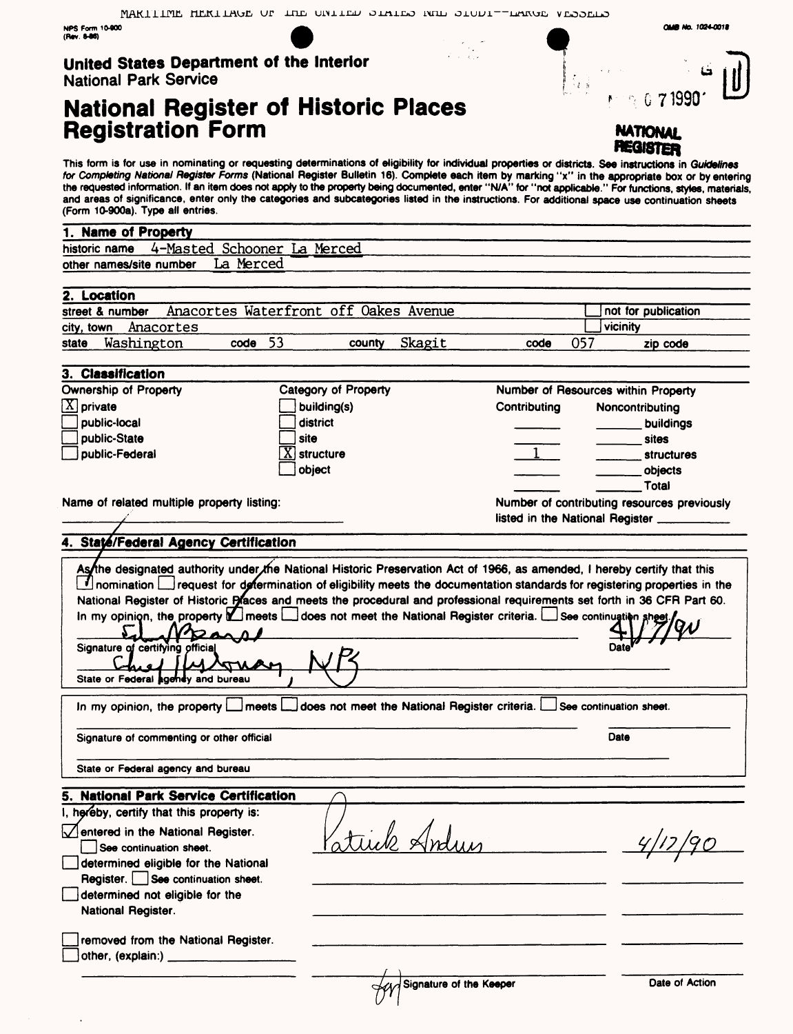MARITIME HERITAGE OF THE UNITED STATES NHL STUDY--LARGE VESSELS

NPS Form 10-900
(Rev. 8-86)

OMB No. 1024-0018

**United States Department of the Interior**
National Park Service

# National Register of Historic Places Registration Form

NATIONAL REGISTER

This form is for use in nominating or requesting determinations of eligibility for individual properties or districts. See instructions in *Guidelines for Completing National Register Forms* (National Register Bulletin 16). Complete each item by marking "x" in the appropriate box or by entering the requested information. If an item does not apply to the property being documented, enter "N/A" for "not applicable." For functions, styles, materials, and areas of significance, enter only the categories and subcategories listed in the instructions. For additional space use continuation sheets (Form 10-900a). Type all entries.

## 1. Name of Property

historic name 4-Masted Schooner La Merced

other names/site number La Merced

## 2. Location

street & number Anacortes Waterfront off Oakes Avenue [ ] not for publication

city, town Anacortes [ ] vicinity

state Washington code 53 county Skagit code 057 zip code

## 3. Classification

| Ownership of Property | Category of Property | Number of Resources within Property | | |
|---|---|---|---|---|
| | | Contributing | Noncontributing | |
| [X] private | [ ] building(s) | | | buildings |
| [ ] public-local | [ ] district | | | sites |
| [ ] public-State | [ ] site | | | |
| [ ] public-Federal | [X] structure | 1 | | structures |
| | [ ] object | | | objects |
| | | | | Total |

Name of related multiple property listing:

Number of contributing resources previously listed in the National Register

## 4. State/Federal Agency Certification

As the designated authority under the National Historic Preservation Act of 1966, as amended, I hereby certify that this [X] nomination [ ] request for determination of eligibility meets the documentation standards for registering properties in the National Register of Historic Places and meets the procedural and professional requirements set forth in 36 CFR Part 60. In my opinion, the property [X] meets [ ] does not meet the National Register criteria. [ ] See continuation sheet.

Signature of certifying official — Date 4/17/90

State or Federal agency and bureau — Chief Historian, NPS

In my opinion, the property [ ] meets [ ] does not meet the National Register criteria. [ ] See continuation sheet.

Signature of commenting or other official — Date

State or Federal agency and bureau

## 5. National Park Service Certification

I, hereby, certify that this property is:

[X] entered in the National Register. [ ] See continuation sheet. — Patrick Andrus — 4/17/90

[ ] determined eligible for the National Register. [ ] See continuation sheet.

[ ] determined not eligible for the National Register.

[ ] removed from the National Register.

[ ] other, (explain:)

Signature of the Keeper — Date of Action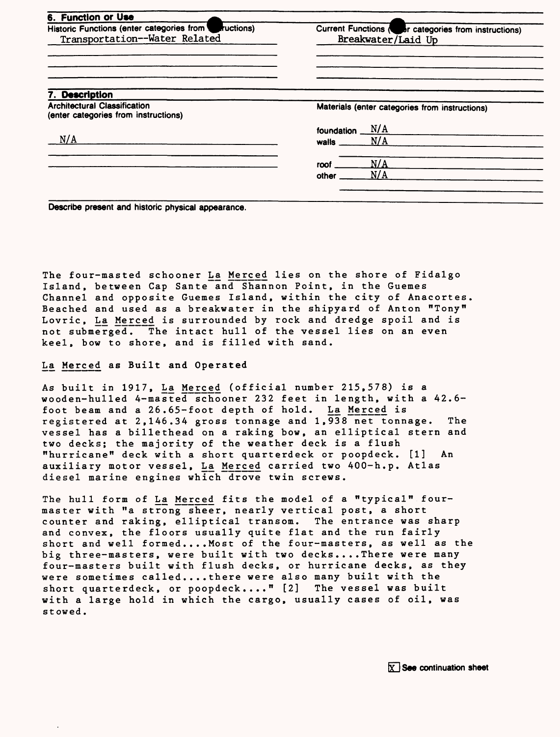## 6. Function or Use

| Historic Functions (enter categories from instructions) | Current Functions (enter categories from instructions) |
|---|---|
| Transportation--Water Related | Breakwater/Laid Up |

## 7. Description

| Architectural Classification (enter categories from instructions) | Materials (enter categories from instructions) |
|---|---|
| N/A | foundation N/A |
| | walls N/A |
| | roof N/A |
| | other N/A |

Describe present and historic physical appearance.

The four-masted schooner La Merced lies on the shore of Fidalgo Island, between Cap Sante and Shannon Point, in the Guemes Channel and opposite Guemes Island, within the city of Anacortes. Beached and used as a breakwater in the shipyard of Anton "Tony" Lovric, La Merced is surrounded by rock and dredge spoil and is not submerged. The intact hull of the vessel lies on an even keel, bow to shore, and is filled with sand.

La Merced as Built and Operated

As built in 1917, La Merced (official number 215,578) is a wooden-hulled 4-masted schooner 232 feet in length, with a 42.6-foot beam and a 26.65-foot depth of hold. La Merced is registered at 2,146.34 gross tonnage and 1,938 net tonnage. The vessel has a billethead on a raking bow, an elliptical stern and two decks; the majority of the weather deck is a flush "hurricane" deck with a short quarterdeck or poopdeck. [1] An auxiliary motor vessel, La Merced carried two 400-h.p. Atlas diesel marine engines which drove twin screws.

The hull form of La Merced fits the model of a "typical" four-master with "a strong sheer, nearly vertical post, a short counter and raking, elliptical transom. The entrance was sharp and convex, the floors usually quite flat and the run fairly short and well formed....Most of the four-masters, as well as the big three-masters, were built with two decks....There were many four-masters built with flush decks, or hurricane decks, as they were sometimes called....there were also many built with the short quarterdeck, or poopdeck...." [2] The vessel was built with a large hold in which the cargo, usually cases of oil, was stowed.

[X] See continuation sheet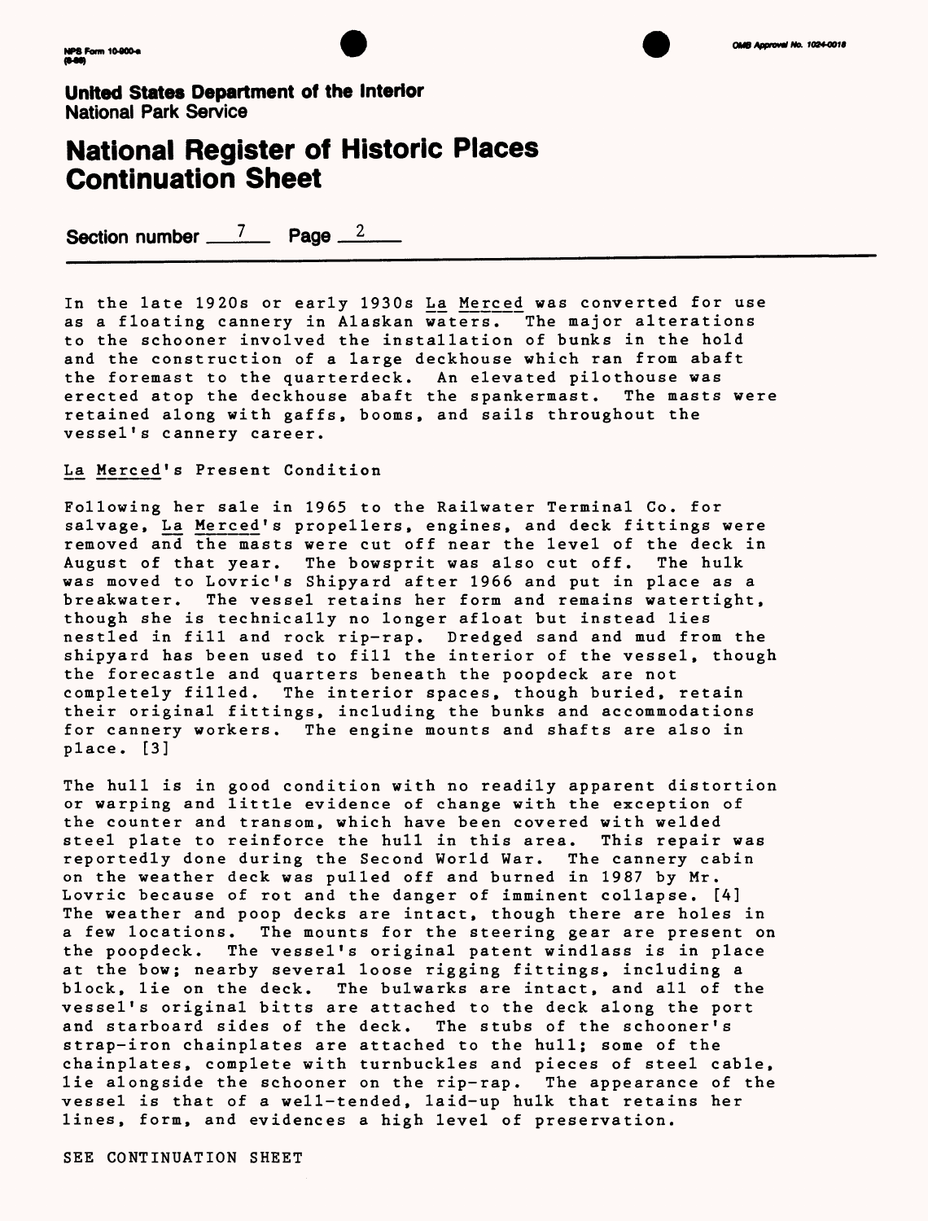**United States Department of the Interior**
National Park Service

# National Register of Historic Places Continuation Sheet

**Section number** 7 **Page** 2

In the late 1920s or early 1930s La Merced was converted for use as a floating cannery in Alaskan waters. The major alterations to the schooner involved the installation of bunks in the hold and the construction of a large deckhouse which ran from abaft the foremast to the quarterdeck. An elevated pilothouse was erected atop the deckhouse abaft the spankermast. The masts were retained along with gaffs, booms, and sails throughout the vessel's cannery career.

La Merced's Present Condition

Following her sale in 1965 to the Railwater Terminal Co. for salvage, La Merced's propellers, engines, and deck fittings were removed and the masts were cut off near the level of the deck in August of that year. The bowsprit was also cut off. The hulk was moved to Lovric's Shipyard after 1966 and put in place as a breakwater. The vessel retains her form and remains watertight, though she is technically no longer afloat but instead lies nestled in fill and rock rip-rap. Dredged sand and mud from the shipyard has been used to fill the interior of the vessel, though the forecastle and quarters beneath the poopdeck are not completely filled. The interior spaces, though buried, retain their original fittings, including the bunks and accommodations for cannery workers. The engine mounts and shafts are also in place. [3]

The hull is in good condition with no readily apparent distortion or warping and little evidence of change with the exception of the counter and transom, which have been covered with welded steel plate to reinforce the hull in this area. This repair was reportedly done during the Second World War. The cannery cabin on the weather deck was pulled off and burned in 1987 by Mr. Lovric because of rot and the danger of imminent collapse. [4] The weather and poop decks are intact, though there are holes in a few locations. The mounts for the steering gear are present on the poopdeck. The vessel's original patent windlass is in place at the bow; nearby several loose rigging fittings, including a block, lie on the deck. The bulwarks are intact, and all of the vessel's original bitts are attached to the deck along the port and starboard sides of the deck. The stubs of the schooner's strap-iron chainplates are attached to the hull; some of the chainplates, complete with turnbuckles and pieces of steel cable, lie alongside the schooner on the rip-rap. The appearance of the vessel is that of a well-tended, laid-up hulk that retains her lines, form, and evidences a high level of preservation.

SEE CONTINUATION SHEET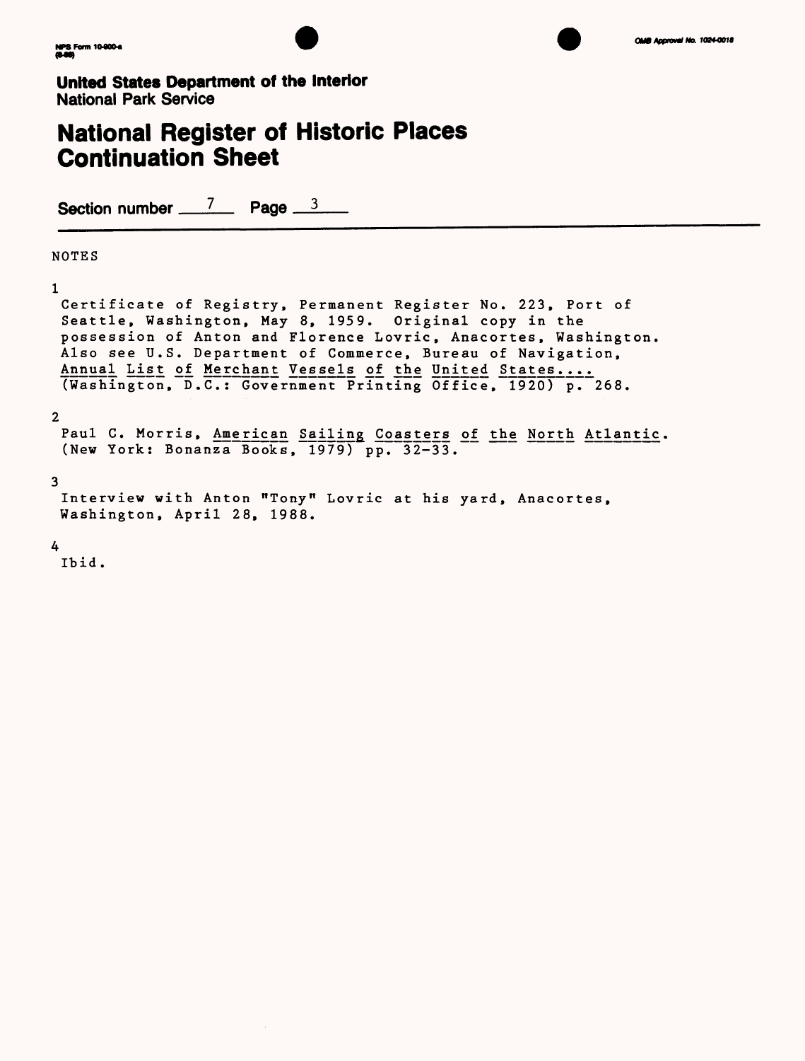**United States Department of the Interior**
**National Park Service**

# National Register of Historic Places Continuation Sheet

Section number 7 Page 3

NOTES

1
Certificate of Registry, Permanent Register No. 223, Port of Seattle, Washington, May 8, 1959. Original copy in the possession of Anton and Florence Lovric, Anacortes, Washington. Also see U.S. Department of Commerce, Bureau of Navigation, Annual List of Merchant Vessels of the United States.... (Washington, D.C.: Government Printing Office, 1920) p. 268.

2
Paul C. Morris, American Sailing Coasters of the North Atlantic. (New York: Bonanza Books, 1979) pp. 32-33.

3
Interview with Anton "Tony" Lovric at his yard, Anacortes, Washington, April 28, 1988.

4
Ibid.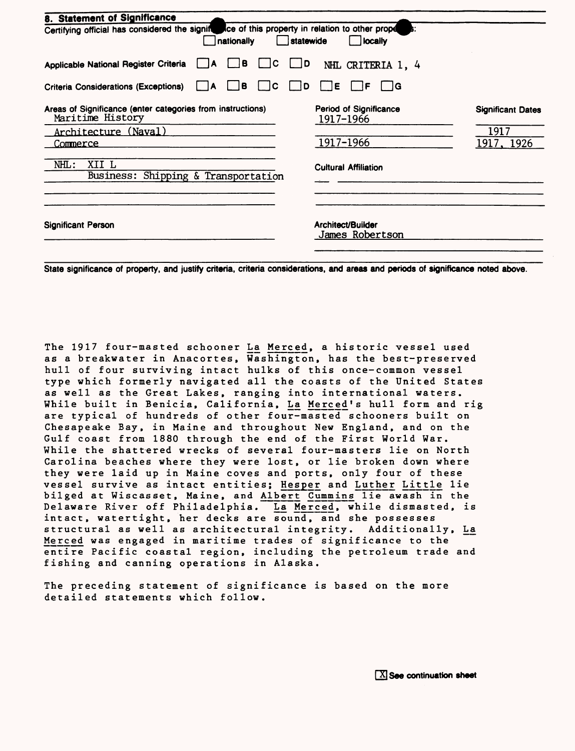## 8. Statement of Significance

Certifying official has considered the significance of this property in relation to other properties:
☐ nationally ☐ statewide ☐ locally

Applicable National Register Criteria ☐ A ☐ B ☐ C ☐ D NHL CRITERIA 1, 4

Criteria Considerations (Exceptions) ☐ A ☐ B ☐ C ☐ D ☐ E ☐ F ☐ G

| Areas of Significance (enter categories from instructions) | Period of Significance | Significant Dates |
|---|---|---|
| Maritime History | 1917-1966 | |
| Architecture (Naval) | | 1917 |
| Commerce | 1917-1966 | 1917, 1926 |
| NHL: XII L Business: Shipping & Transportation | | |

Cultural Affiliation

Significant Person

Architect/Builder
James Robertson

State significance of property, and justify criteria, criteria considerations, and areas and periods of significance noted above.

The 1917 four-masted schooner La Merced, a historic vessel used as a breakwater in Anacortes, Washington, has the best-preserved hull of four surviving intact hulks of this once-common vessel type which formerly navigated all the coasts of the United States as well as the Great Lakes, ranging into international waters. While built in Benicia, California, La Merced's hull form and rig are typical of hundreds of other four-masted schooners built on Chesapeake Bay, in Maine and throughout New England, and on the Gulf coast from 1880 through the end of the First World War. While the shattered wrecks of several four-masters lie on North Carolina beaches where they were lost, or lie broken down where they were laid up in Maine coves and ports, only four of these vessel survive as intact entities; Hesper and Luther Little lie bilged at Wiscasset, Maine, and Albert Cummins lie awash in the Delaware River off Philadelphia. La Merced, while dismasted, is intact, watertight, her decks are sound, and she possesses structural as well as architectural integrity. Additionally, La Merced was engaged in maritime trades of significance to the entire Pacific coastal region, including the petroleum trade and fishing and canning operations in Alaska.

The preceding statement of significance is based on the more detailed statements which follow.

☒ See continuation sheet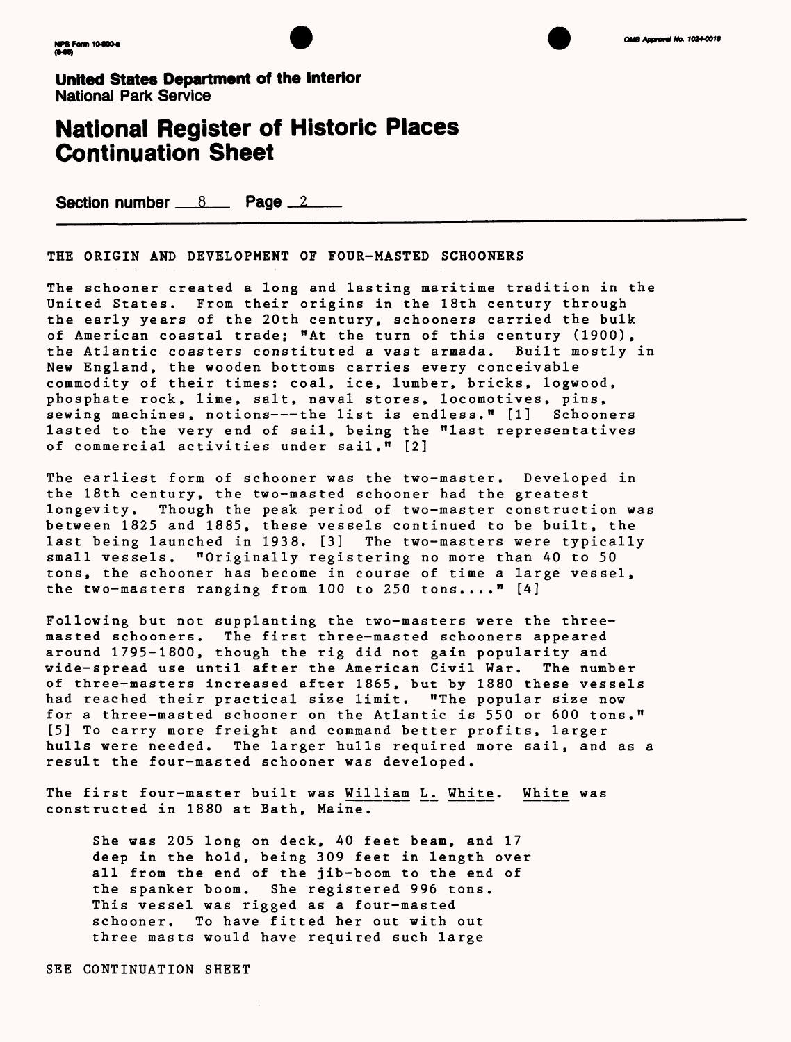United States Department of the Interior
National Park Service

# National Register of Historic Places Continuation Sheet

Section number 8 Page 2

## THE ORIGIN AND DEVELOPMENT OF FOUR-MASTED SCHOONERS

The schooner created a long and lasting maritime tradition in the United States. From their origins in the 18th century through the early years of the 20th century, schooners carried the bulk of American coastal trade; "At the turn of this century (1900), the Atlantic coasters constituted a vast armada. Built mostly in New England, the wooden bottoms carries every conceivable commodity of their times: coal, ice, lumber, bricks, logwood, phosphate rock, lime, salt, naval stores, locomotives, pins, sewing machines, notions---the list is endless." [1] Schooners lasted to the very end of sail, being the "last representatives of commercial activities under sail." [2]

The earliest form of schooner was the two-master. Developed in the 18th century, the two-masted schooner had the greatest longevity. Though the peak period of two-master construction was between 1825 and 1885, these vessels continued to be built, the last being launched in 1938. [3] The two-masters were typically small vessels. "Originally registering no more than 40 to 50 tons, the schooner has become in course of time a large vessel, the two-masters ranging from 100 to 250 tons...." [4]

Following but not supplanting the two-masters were the three-masted schooners. The first three-masted schooners appeared around 1795-1800, though the rig did not gain popularity and wide-spread use until after the American Civil War. The number of three-masters increased after 1865, but by 1880 these vessels had reached their practical size limit. "The popular size now for a three-masted schooner on the Atlantic is 550 or 600 tons." [5] To carry more freight and command better profits, larger hulls were needed. The larger hulls required more sail, and as a result the four-masted schooner was developed.

The first four-master built was William L. White. White was constructed in 1880 at Bath, Maine.

> She was 205 long on deck, 40 feet beam, and 17 deep in the hold, being 309 feet in length over all from the end of the jib-boom to the end of the spanker boom. She registered 996 tons. This vessel was rigged as a four-masted schooner. To have fitted her out with out three masts would have required such large

SEE CONTINUATION SHEET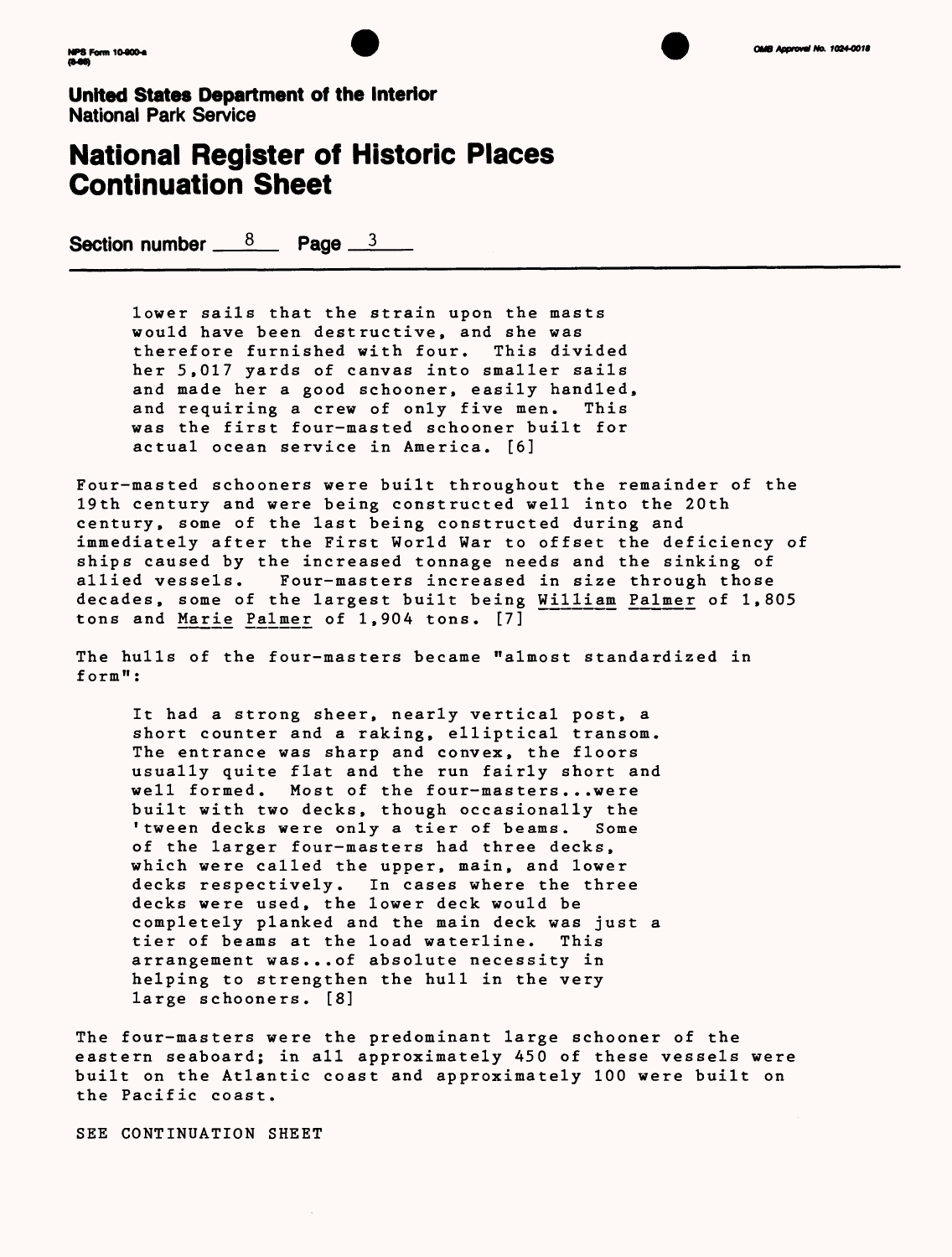**United States Department of the Interior**
**National Park Service**

# National Register of Historic Places Continuation Sheet

**Section number** 8 **Page** 3

> lower sails that the strain upon the masts would have been destructive, and she was therefore furnished with four. This divided her 5,017 yards of canvas into smaller sails and made her a good schooner, easily handled, and requiring a crew of only five men. This was the first four-masted schooner built for actual ocean service in America. [6]

Four-masted schooners were built throughout the remainder of the 19th century and were being constructed well into the 20th century, some of the last being constructed during and immediately after the First World War to offset the deficiency of ships caused by the increased tonnage needs and the sinking of allied vessels. Four-masters increased in size through those decades, some of the largest built being William Palmer of 1,805 tons and Marie Palmer of 1,904 tons. [7]

The hulls of the four-masters became "almost standardized in form":

> It had a strong sheer, nearly vertical post, a short counter and a raking, elliptical transom. The entrance was sharp and convex, the floors usually quite flat and the run fairly short and well formed. Most of the four-masters...were built with two decks, though occasionally the 'tween decks were only a tier of beams. Some of the larger four-masters had three decks, which were called the upper, main, and lower decks respectively. In cases where the three decks were used, the lower deck would be completely planked and the main deck was just a tier of beams at the load waterline. This arrangement was...of absolute necessity in helping to strengthen the hull in the very large schooners. [8]

The four-masters were the predominant large schooner of the eastern seaboard; in all approximately 450 of these vessels were built on the Atlantic coast and approximately 100 were built on the Pacific coast.

SEE CONTINUATION SHEET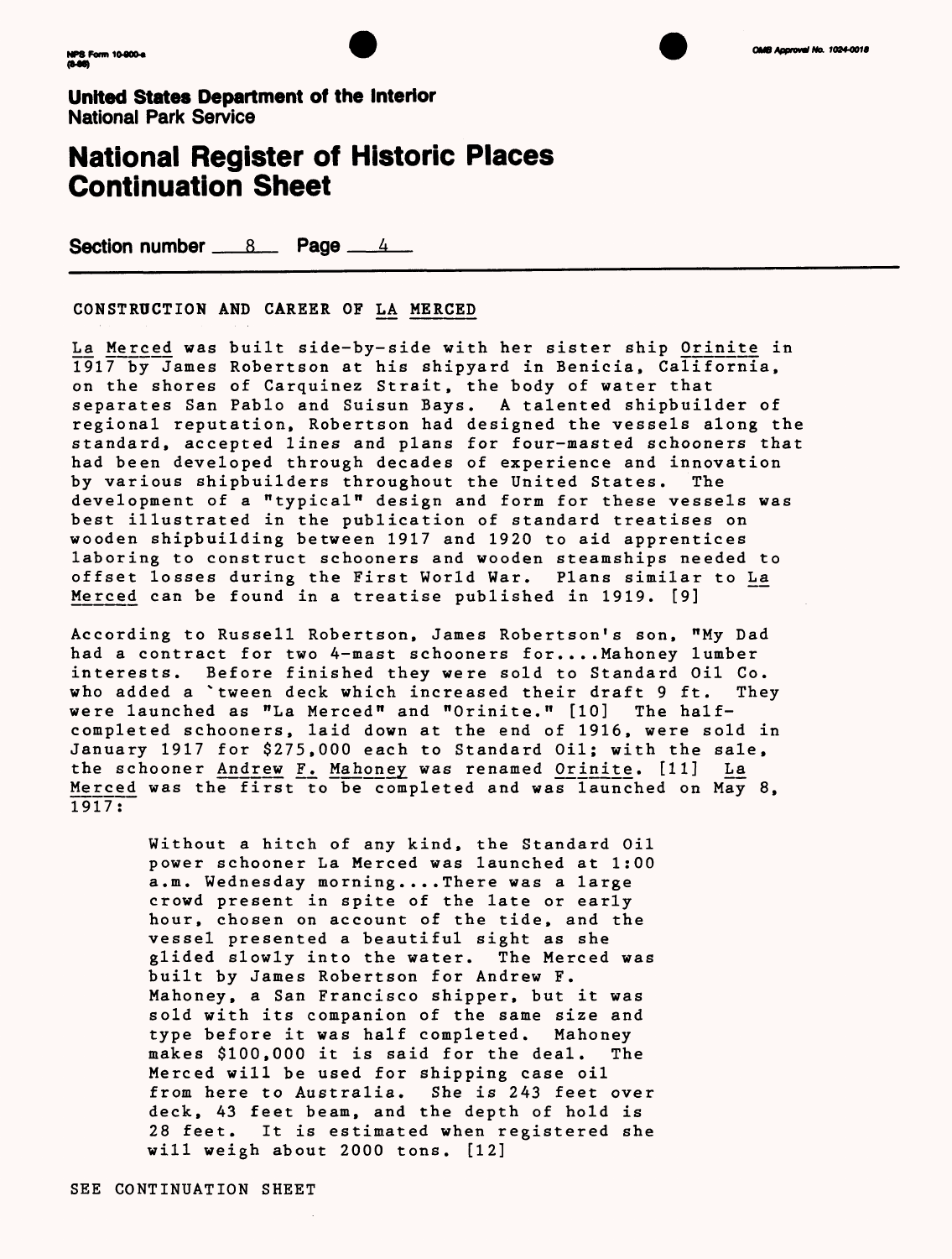**United States Department of the Interior**
National Park Service

# National Register of Historic Places Continuation Sheet

**Section number** 8 **Page** 4

CONSTRUCTION AND CAREER OF LA MERCED

La Merced was built side-by-side with her sister ship Orinite in 1917 by James Robertson at his shipyard in Benicia, California, on the shores of Carquinez Strait, the body of water that separates San Pablo and Suisun Bays. A talented shipbuilder of regional reputation, Robertson had designed the vessels along the standard, accepted lines and plans for four-masted schooners that had been developed through decades of experience and innovation by various shipbuilders throughout the United States. The development of a "typical" design and form for these vessels was best illustrated in the publication of standard treatises on wooden shipbuilding between 1917 and 1920 to aid apprentices laboring to construct schooners and wooden steamships needed to offset losses during the First World War. Plans similar to La Merced can be found in a treatise published in 1919. [9]

According to Russell Robertson, James Robertson's son, "My Dad had a contract for two 4-mast schooners for....Mahoney lumber interests. Before finished they were sold to Standard Oil Co. who added a `tween deck which increased their draft 9 ft. They were launched as "La Merced" and "Orinite." [10] The half-completed schooners, laid down at the end of 1916, were sold in January 1917 for $275,000 each to Standard Oil; with the sale, the schooner Andrew F. Mahoney was renamed Orinite. [11] La Merced was the first to be completed and was launched on May 8, 1917:

> Without a hitch of any kind, the Standard Oil power schooner La Merced was launched at 1:00 a.m. Wednesday morning....There was a large crowd present in spite of the late or early hour, chosen on account of the tide, and the vessel presented a beautiful sight as she glided slowly into the water. The Merced was built by James Robertson for Andrew F. Mahoney, a San Francisco shipper, but it was sold with its companion of the same size and type before it was half completed. Mahoney makes $100,000 it is said for the deal. The Merced will be used for shipping case oil from here to Australia. She is 243 feet over deck, 43 feet beam, and the depth of hold is 28 feet. It is estimated when registered she will weigh about 2000 tons. [12]

SEE CONTINUATION SHEET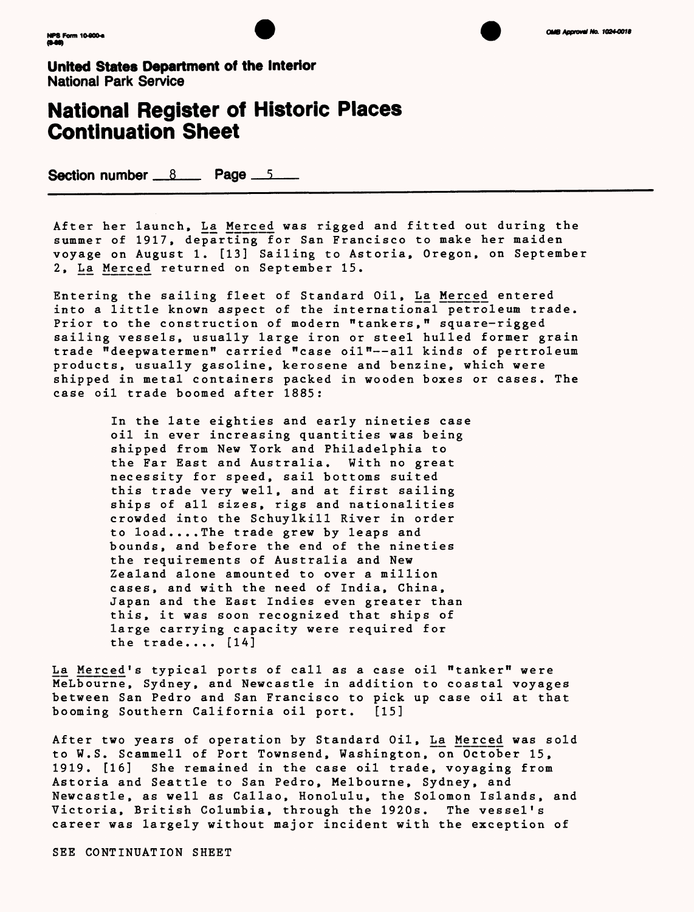**United States Department of the Interior**
National Park Service

# National Register of Historic Places Continuation Sheet

**Section number** 8 **Page** 5

After her launch, La Merced was rigged and fitted out during the summer of 1917, departing for San Francisco to make her maiden voyage on August 1. [13] Sailing to Astoria, Oregon, on September 2, La Merced returned on September 15.

Entering the sailing fleet of Standard Oil, La Merced entered into a little known aspect of the international petroleum trade. Prior to the construction of modern "tankers," square-rigged sailing vessels, usually large iron or steel hulled former grain trade "deepwatermen" carried "case oil"--all kinds of pertroleum products, usually gasoline, kerosene and benzine, which were shipped in metal containers packed in wooden boxes or cases. The case oil trade boomed after 1885:

> In the late eighties and early nineties case oil in ever increasing quantities was being shipped from New York and Philadelphia to the Far East and Australia. With no great necessity for speed, sail bottoms suited this trade very well, and at first sailing ships of all sizes, rigs and nationalities crowded into the Schuylkill River in order to load....The trade grew by leaps and bounds, and before the end of the nineties the requirements of Australia and New Zealand alone amounted to over a million cases, and with the need of India, China, Japan and the East Indies even greater than this, it was soon recognized that ships of large carrying capacity were required for the trade.... [14]

La Merced's typical ports of call as a case oil "tanker" were MeLbourne, Sydney, and Newcastle in addition to coastal voyages between San Pedro and San Francisco to pick up case oil at that booming Southern California oil port. [15]

After two years of operation by Standard Oil, La Merced was sold to W.S. Scammell of Port Townsend, Washington, on October 15, 1919. [16] She remained in the case oil trade, voyaging from Astoria and Seattle to San Pedro, Melbourne, Sydney, and Newcastle, as well as Callao, Honolulu, the Solomon Islands, and Victoria, British Columbia, through the 1920s. The vessel's career was largely without major incident with the exception of

SEE CONTINUATION SHEET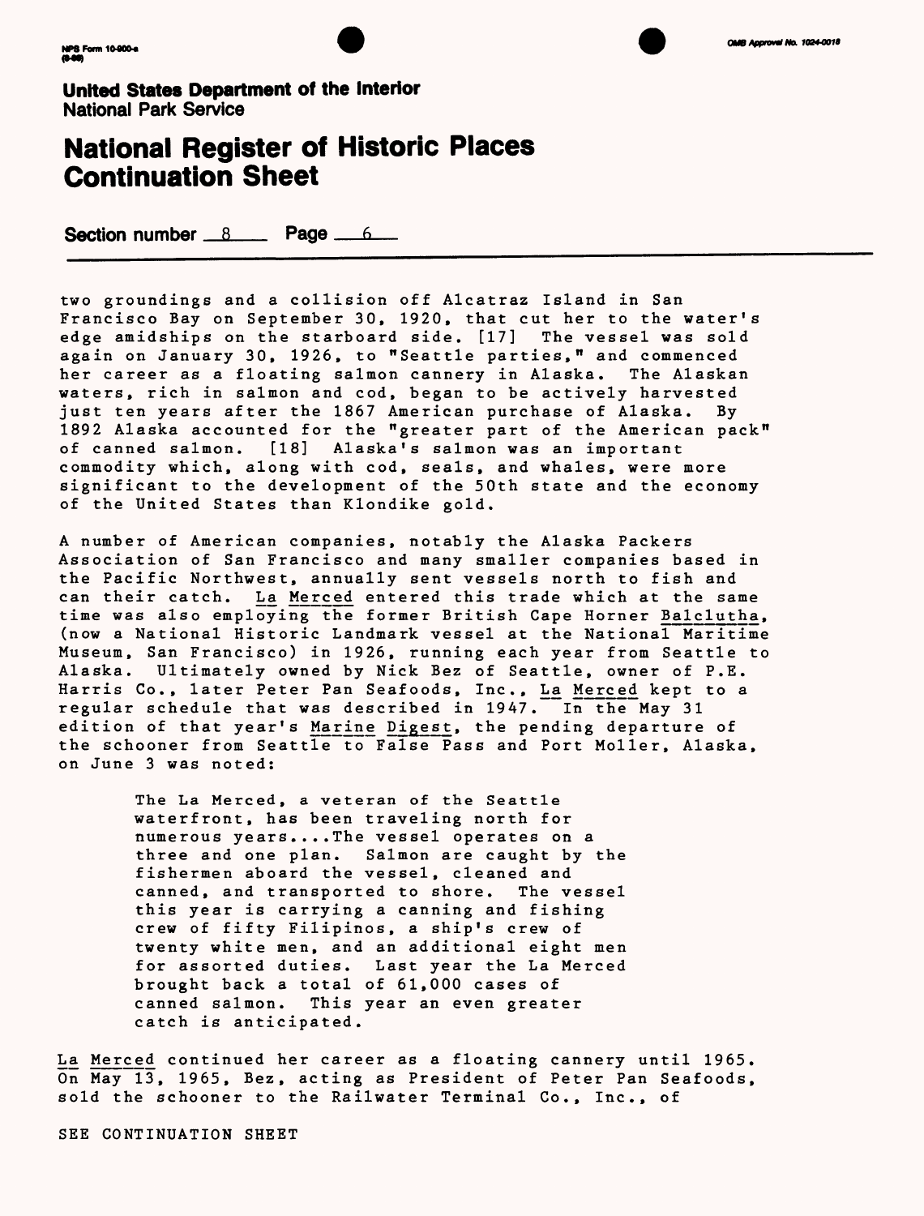**United States Department of the Interior**
National Park Service

# National Register of Historic Places Continuation Sheet

**Section number** 8 **Page** 6

two groundings and a collision off Alcatraz Island in San Francisco Bay on September 30, 1920, that cut her to the water's edge amidships on the starboard side. [17] The vessel was sold again on January 30, 1926, to "Seattle parties," and commenced her career as a floating salmon cannery in Alaska. The Alaskan waters, rich in salmon and cod, began to be actively harvested just ten years after the 1867 American purchase of Alaska. By 1892 Alaska accounted for the "greater part of the American pack" of canned salmon. [18] Alaska's salmon was an important commodity which, along with cod, seals, and whales, were more significant to the development of the 50th state and the economy of the United States than Klondike gold.

A number of American companies, notably the Alaska Packers Association of San Francisco and many smaller companies based in the Pacific Northwest, annually sent vessels north to fish and can their catch. La Merced entered this trade which at the same time was also employing the former British Cape Horner Balclutha, (now a National Historic Landmark vessel at the National Maritime Museum, San Francisco) in 1926, running each year from Seattle to Alaska. Ultimately owned by Nick Bez of Seattle, owner of P.E. Harris Co., later Peter Pan Seafoods, Inc., La Merced kept to a regular schedule that was described in 1947. In the May 31 edition of that year's Marine Digest, the pending departure of the schooner from Seattle to False Pass and Port Moller, Alaska, on June 3 was noted:

> The La Merced, a veteran of the Seattle waterfront, has been traveling north for numerous years....The vessel operates on a three and one plan. Salmon are caught by the fishermen aboard the vessel, cleaned and canned, and transported to shore. The vessel this year is carrying a canning and fishing crew of fifty Filipinos, a ship's crew of twenty white men, and an additional eight men for assorted duties. Last year the La Merced brought back a total of 61,000 cases of canned salmon. This year an even greater catch is anticipated.

La Merced continued her career as a floating cannery until 1965. On May 13, 1965, Bez, acting as President of Peter Pan Seafoods, sold the schooner to the Railwater Terminal Co., Inc., of

SEE CONTINUATION SHEET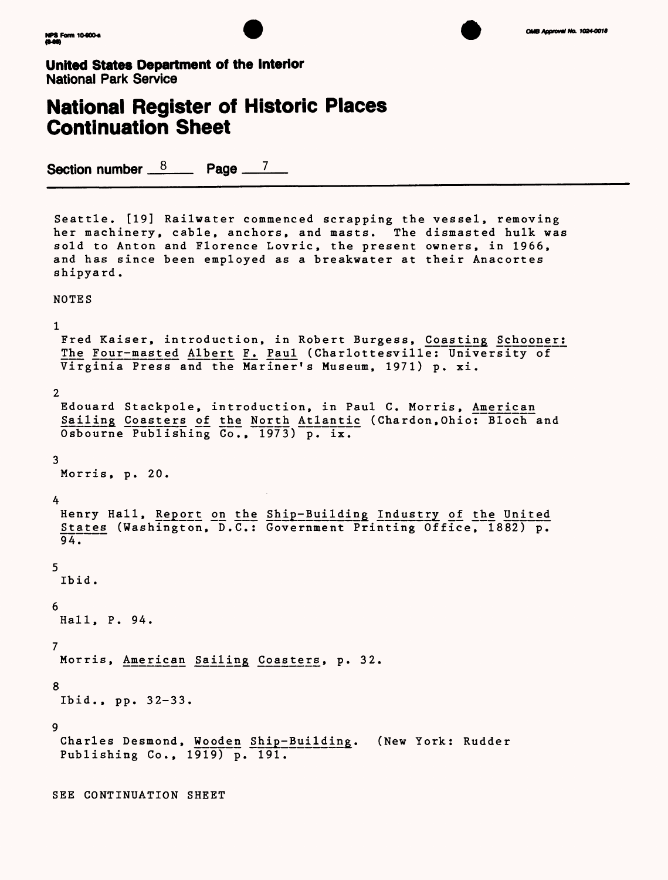**United States Department of the Interior**
National Park Service

# National Register of Historic Places Continuation Sheet

**Section number** 8 **Page** 7

Seattle. [19] Railwater commenced scrapping the vessel, removing her machinery, cable, anchors, and masts. The dismasted hulk was sold to Anton and Florence Lovric, the present owners, in 1966, and has since been employed as a breakwater at their Anacortes shipyard.

NOTES

1
Fred Kaiser, introduction, in Robert Burgess, Coasting Schooner: The Four-masted Albert F. Paul (Charlottesville: University of Virginia Press and the Mariner's Museum, 1971) p. xi.

2
Edouard Stackpole, introduction, in Paul C. Morris, American Sailing Coasters of the North Atlantic (Chardon,Ohio: Bloch and Osbourne Publishing Co., 1973) p. ix.

3
Morris, p. 20.

4
Henry Hall, Report on the Ship-Building Industry of the United States (Washington, D.C.: Government Printing Office, 1882) p. 94.

5
Ibid.

6
Hall, P. 94.

7
Morris, American Sailing Coasters, p. 32.

8
Ibid., pp. 32-33.

9
Charles Desmond, Wooden Ship-Building. (New York: Rudder Publishing Co., 1919) p. 191.

SEE CONTINUATION SHEET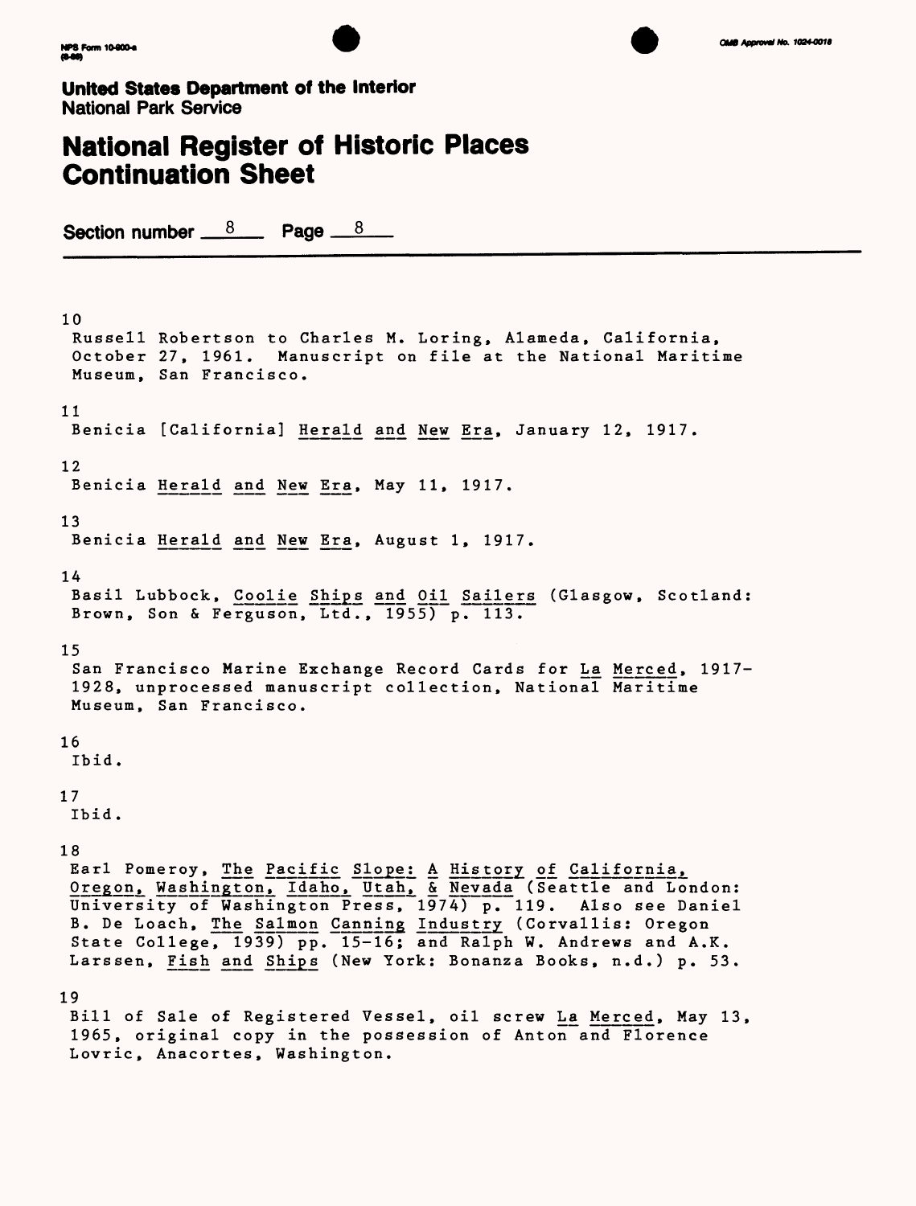**United States Department of the Interior**
National Park Service

# National Register of Historic Places Continuation Sheet

Section number 8 Page 8

10
Russell Robertson to Charles M. Loring, Alameda, California, October 27, 1961. Manuscript on file at the National Maritime Museum, San Francisco.

11
Benicia [California] Herald and New Era, January 12, 1917.

12
Benicia Herald and New Era, May 11, 1917.

13
Benicia Herald and New Era, August 1, 1917.

14
Basil Lubbock, Coolie Ships and Oil Sailers (Glasgow, Scotland: Brown, Son & Ferguson, Ltd., 1955) p. 113.

15
San Francisco Marine Exchange Record Cards for La Merced, 1917-1928, unprocessed manuscript collection, National Maritime Museum, San Francisco.

16
Ibid.

17
Ibid.

18
Earl Pomeroy, The Pacific Slope: A History of California, Oregon, Washington, Idaho, Utah, & Nevada (Seattle and London: University of Washington Press, 1974) p. 119. Also see Daniel B. De Loach, The Salmon Canning Industry (Corvallis: Oregon State College, 1939) pp. 15-16; and Ralph W. Andrews and A.K. Larssen, Fish and Ships (New York: Bonanza Books, n.d.) p. 53.

19
Bill of Sale of Registered Vessel, oil screw La Merced, May 13, 1965, original copy in the possession of Anton and Florence Lovric, Anacortes, Washington.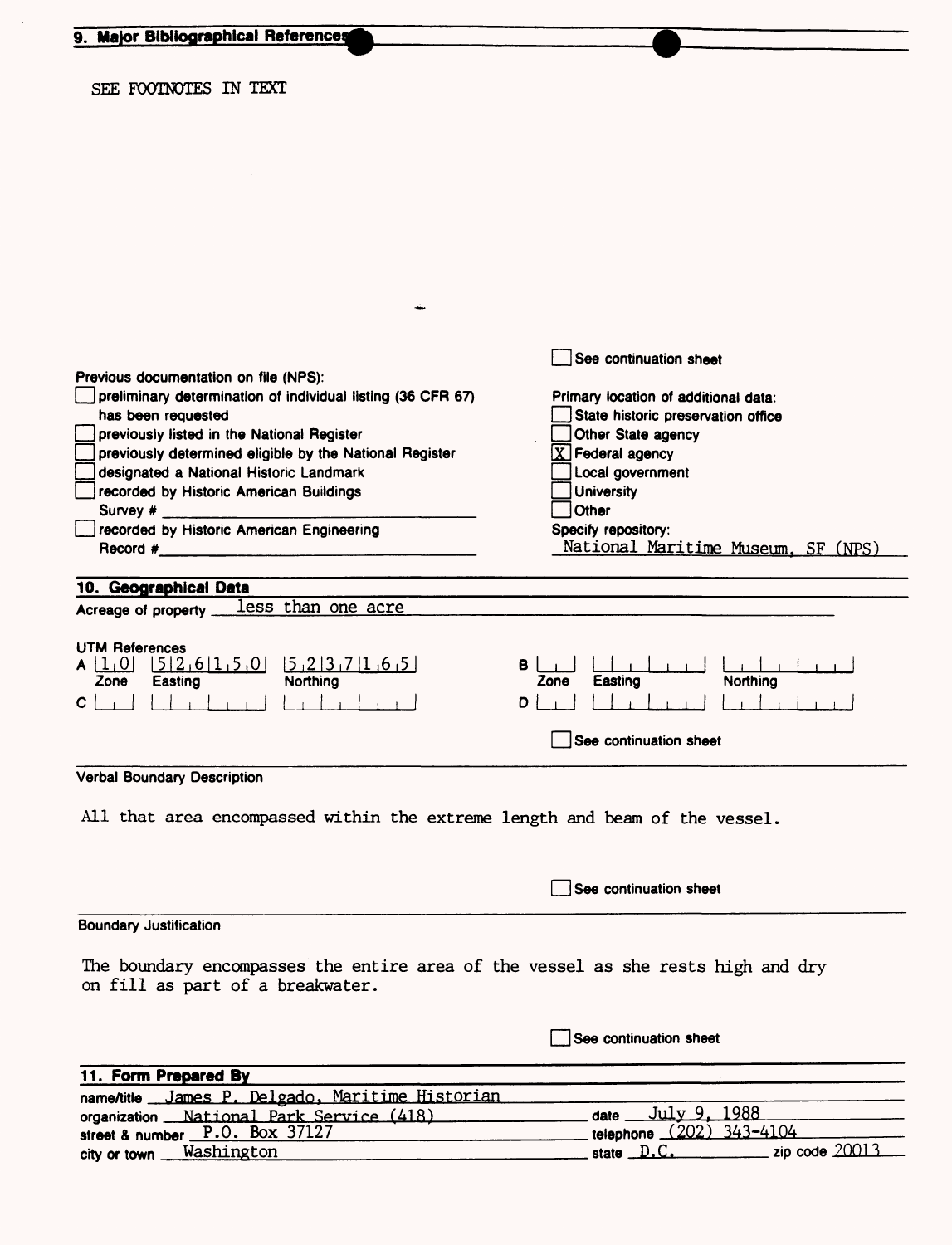## 9. Major Bibliographical References

SEE FOOTNOTES IN TEXT

☐ See continuation sheet

Previous documentation on file (NPS):

☐ preliminary determination of individual listing (36 CFR 67) has been requested
☐ previously listed in the National Register
☐ previously determined eligible by the National Register
☐ designated a National Historic Landmark
☐ recorded by Historic American Buildings Survey # ____
☐ recorded by Historic American Engineering Record # ____

Primary location of additional data:

☐ State historic preservation office
☐ Other State agency
☒ Federal agency
☐ Local government
☐ University
☐ Other

Specify repository:
National Maritime Museum, SF (NPS)

## 10. Geographical Data

Acreage of property less than one acre

UTM References

| | Zone | Easting | Northing |
|---|---|---|---|
| A | 1 0 | 5 2 6 1 5 0 | 5 2 3 7 1 6 5 |
| B | | | |
| C | | | |
| D | | | |

☐ See continuation sheet

Verbal Boundary Description

All that area encompassed within the extreme length and beam of the vessel.

☐ See continuation sheet

Boundary Justification

The boundary encompasses the entire area of the vessel as she rests high and dry on fill as part of a breakwater.

☐ See continuation sheet

## 11. Form Prepared By

name/title James P. Delgado, Maritime Historian
organization National Park Service (418) date July 9, 1988
street & number P.O. Box 37127 telephone (202) 343-4104
city or town Washington state D.C. zip code 20013